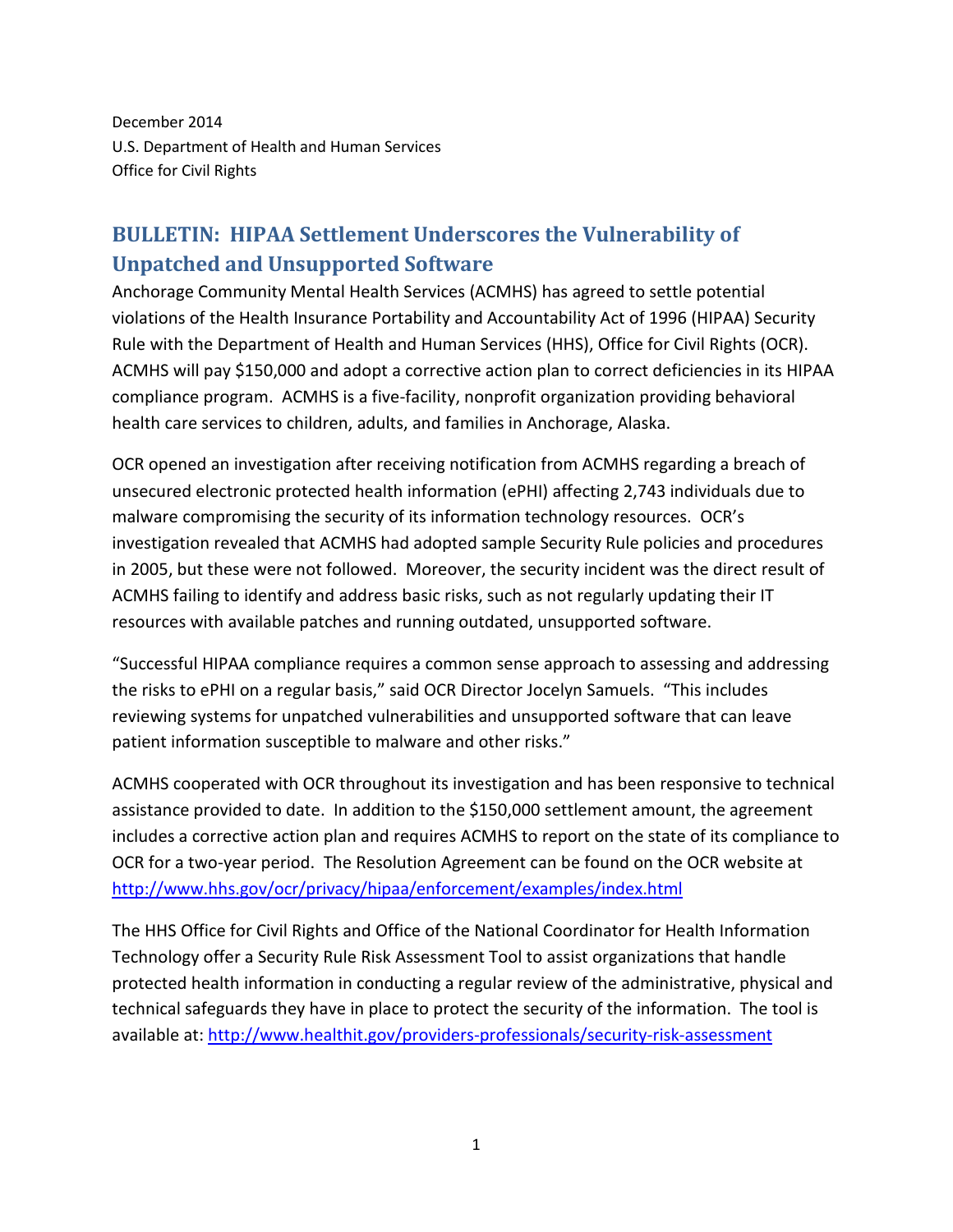December 2014
U.S. Department of Health and Human Services
Office for Civil Rights

## BULLETIN: HIPAA Settlement Underscores the Vulnerability of Unpatched and Unsupported Software

Anchorage Community Mental Health Services (ACMHS) has agreed to settle potential violations of the Health Insurance Portability and Accountability Act of 1996 (HIPAA) Security Rule with the Department of Health and Human Services (HHS), Office for Civil Rights (OCR). ACMHS will pay $150,000 and adopt a corrective action plan to correct deficiencies in its HIPAA compliance program. ACMHS is a five-facility, nonprofit organization providing behavioral health care services to children, adults, and families in Anchorage, Alaska.

OCR opened an investigation after receiving notification from ACMHS regarding a breach of unsecured electronic protected health information (ePHI) affecting 2,743 individuals due to malware compromising the security of its information technology resources. OCR's investigation revealed that ACMHS had adopted sample Security Rule policies and procedures in 2005, but these were not followed. Moreover, the security incident was the direct result of ACMHS failing to identify and address basic risks, such as not regularly updating their IT resources with available patches and running outdated, unsupported software.

"Successful HIPAA compliance requires a common sense approach to assessing and addressing the risks to ePHI on a regular basis," said OCR Director Jocelyn Samuels. "This includes reviewing systems for unpatched vulnerabilities and unsupported software that can leave patient information susceptible to malware and other risks."

ACMHS cooperated with OCR throughout its investigation and has been responsive to technical assistance provided to date. In addition to the $150,000 settlement amount, the agreement includes a corrective action plan and requires ACMHS to report on the state of its compliance to OCR for a two-year period. The Resolution Agreement can be found on the OCR website at [http://www.hhs.gov/ocr/privacy/hipaa/enforcement/examples/index.html](http://www.hhs.gov/ocr/privacy/hipaa/enforcement/examples/index.html)

The HHS Office for Civil Rights and Office of the National Coordinator for Health Information Technology offer a Security Rule Risk Assessment Tool to assist organizations that handle protected health information in conducting a regular review of the administrative, physical and technical safeguards they have in place to protect the security of the information. The tool is available at: [http://www.healthit.gov/providers-professionals/security-risk-assessment](http://www.healthit.gov/providers-professionals/security-risk-assessment)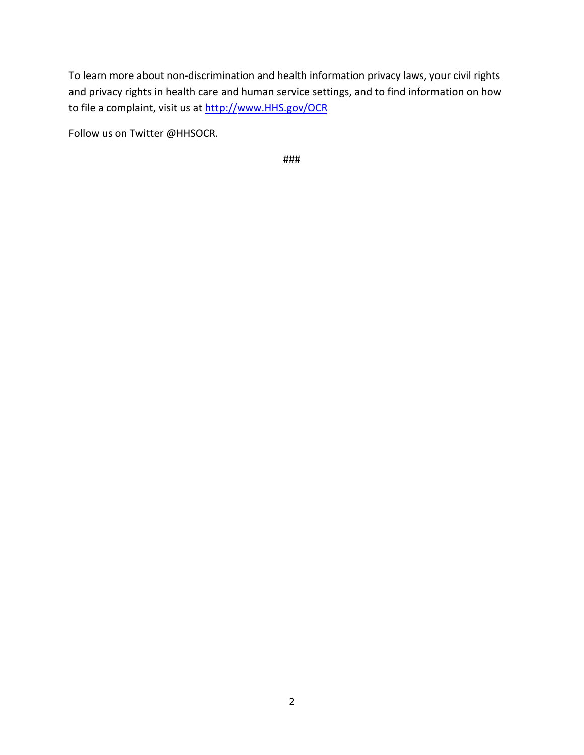To learn more about non-discrimination and health information privacy laws, your civil rights and privacy rights in health care and human service settings, and to find information on how to file a complaint, visit us at [http://www.HHS.gov/OCR](http://www.HHS.gov/OCR)

Follow us on Twitter @HHSOCR.

###